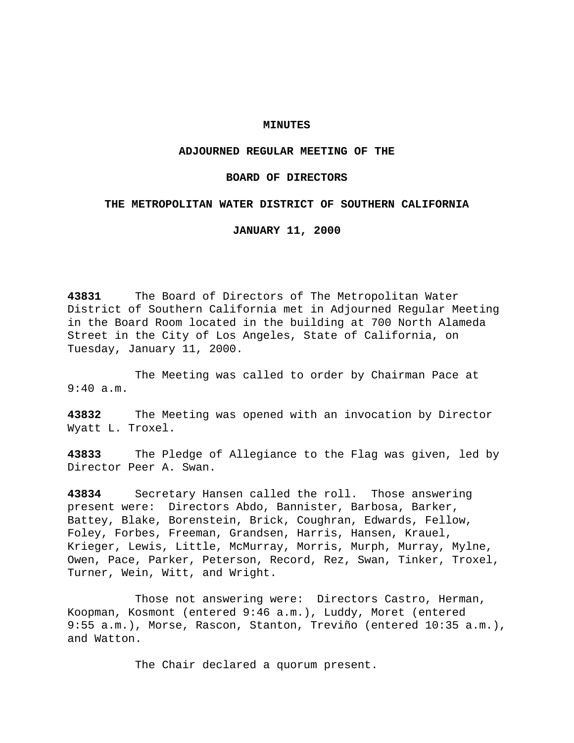# MINUTES

## ADJOURNED REGULAR MEETING OF THE

## BOARD OF DIRECTORS

## THE METROPOLITAN WATER DISTRICT OF SOUTHERN CALIFORNIA

## JANUARY 11, 2000

**43831** The Board of Directors of The Metropolitan Water District of Southern California met in Adjourned Regular Meeting in the Board Room located in the building at 700 North Alameda Street in the City of Los Angeles, State of California, on Tuesday, January 11, 2000.

The Meeting was called to order by Chairman Pace at 9:40 a.m.

**43832** The Meeting was opened with an invocation by Director Wyatt L. Troxel.

**43833** The Pledge of Allegiance to the Flag was given, led by Director Peer A. Swan.

**43834** Secretary Hansen called the roll. Those answering present were: Directors Abdo, Bannister, Barbosa, Barker, Battey, Blake, Borenstein, Brick, Coughran, Edwards, Fellow, Foley, Forbes, Freeman, Grandsen, Harris, Hansen, Krauel, Krieger, Lewis, Little, McMurray, Morris, Murph, Murray, Mylne, Owen, Pace, Parker, Peterson, Record, Rez, Swan, Tinker, Troxel, Turner, Wein, Witt, and Wright.

Those not answering were: Directors Castro, Herman, Koopman, Kosmont (entered 9:46 a.m.), Luddy, Moret (entered 9:55 a.m.), Morse, Rascon, Stanton, Treviño (entered 10:35 a.m.), and Watton.

The Chair declared a quorum present.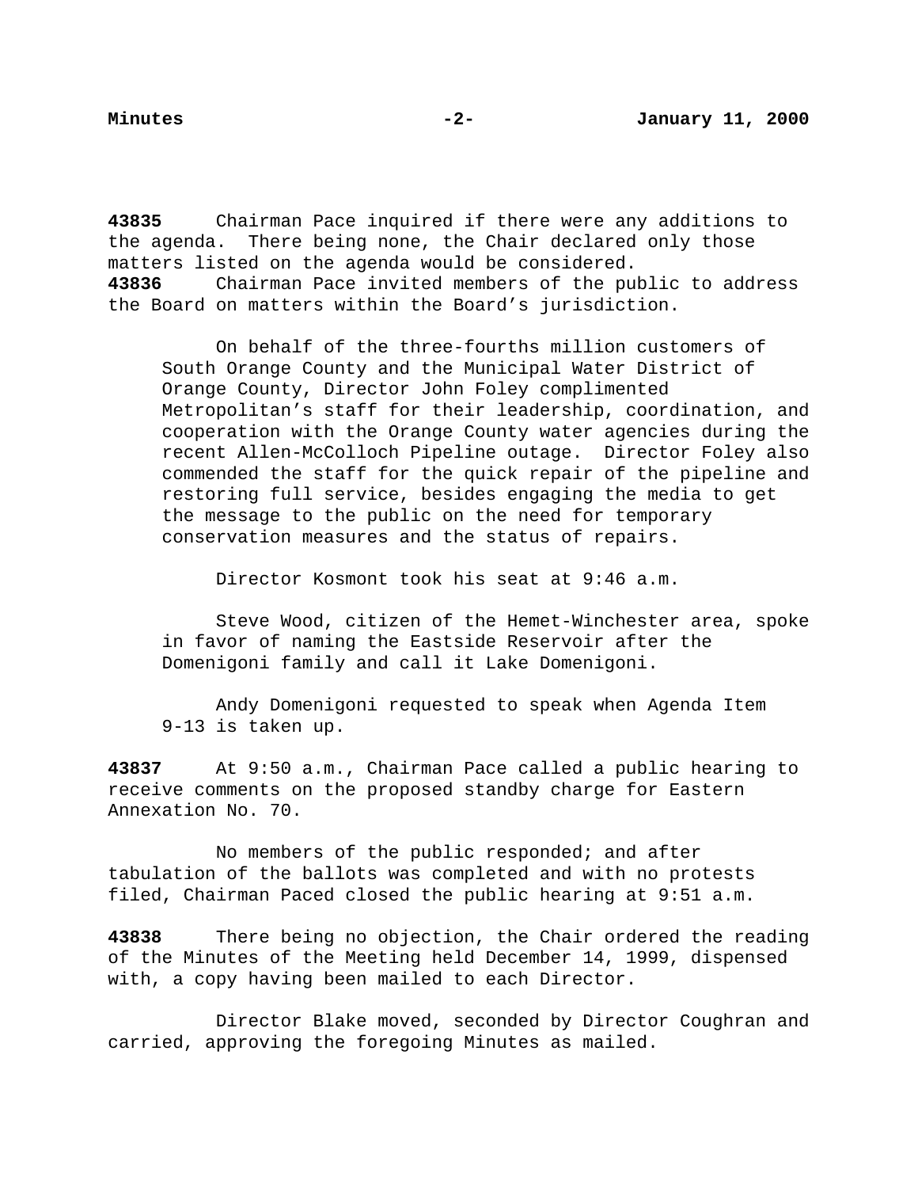**43835** Chairman Pace inquired if there were any additions to the agenda. There being none, the Chair declared only those matters listed on the agenda would be considered.

**43836** Chairman Pace invited members of the public to address the Board on matters within the Board's jurisdiction.

> On behalf of the three-fourths million customers of South Orange County and the Municipal Water District of Orange County, Director John Foley complimented Metropolitan's staff for their leadership, coordination, and cooperation with the Orange County water agencies during the recent Allen-McColloch Pipeline outage. Director Foley also commended the staff for the quick repair of the pipeline and restoring full service, besides engaging the media to get the message to the public on the need for temporary conservation measures and the status of repairs.
>
> Director Kosmont took his seat at 9:46 a.m.
>
> Steve Wood, citizen of the Hemet-Winchester area, spoke in favor of naming the Eastside Reservoir after the Domenigoni family and call it Lake Domenigoni.
>
> Andy Domenigoni requested to speak when Agenda Item 9-13 is taken up.

**43837** At 9:50 a.m., Chairman Pace called a public hearing to receive comments on the proposed standby charge for Eastern Annexation No. 70.

No members of the public responded; and after tabulation of the ballots was completed and with no protests filed, Chairman Paced closed the public hearing at 9:51 a.m.

**43838** There being no objection, the Chair ordered the reading of the Minutes of the Meeting held December 14, 1999, dispensed with, a copy having been mailed to each Director.

Director Blake moved, seconded by Director Coughran and carried, approving the foregoing Minutes as mailed.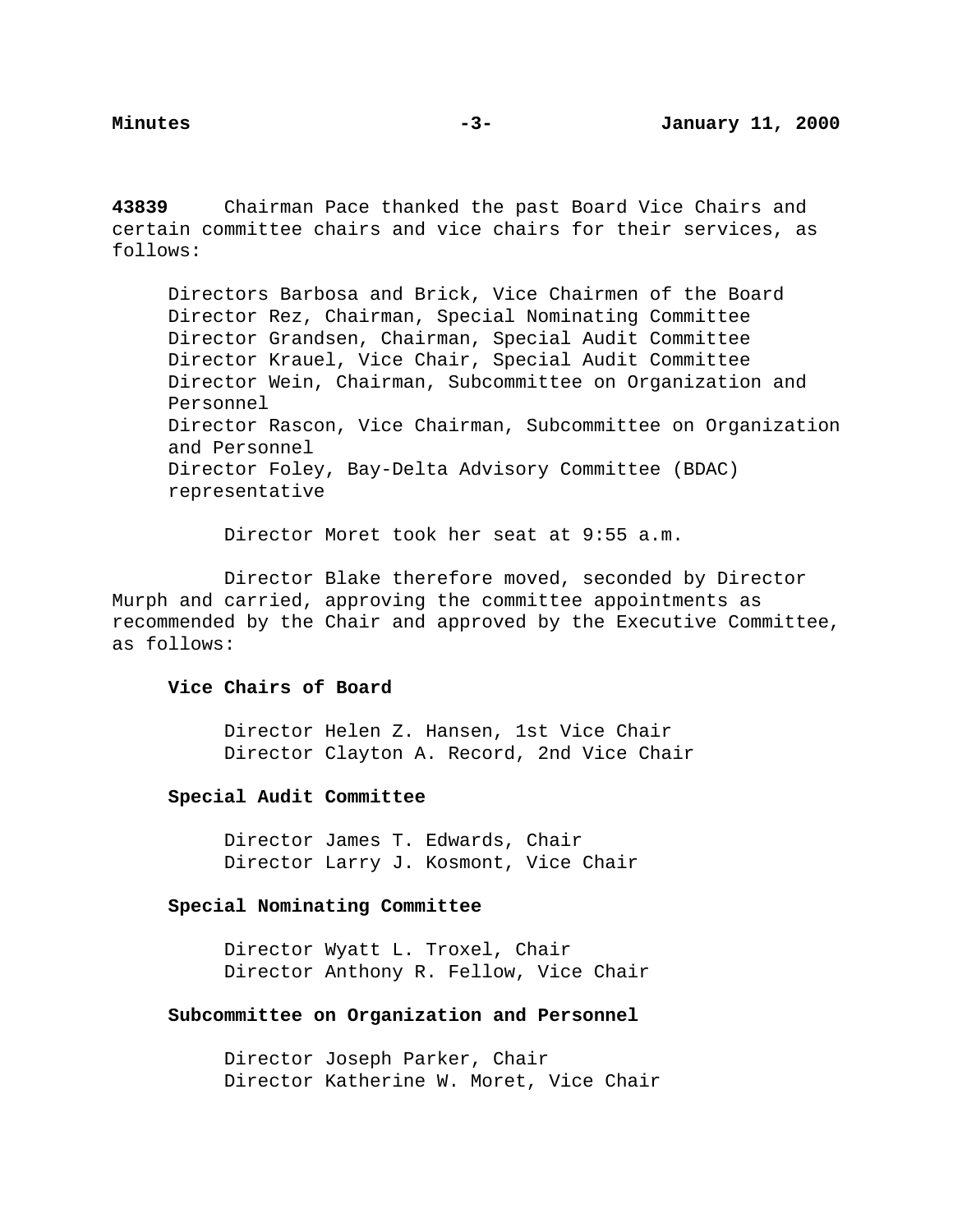**43839** Chairman Pace thanked the past Board Vice Chairs and certain committee chairs and vice chairs for their services, as follows:

Directors Barbosa and Brick, Vice Chairmen of the Board
Director Rez, Chairman, Special Nominating Committee
Director Grandsen, Chairman, Special Audit Committee
Director Krauel, Vice Chair, Special Audit Committee
Director Wein, Chairman, Subcommittee on Organization and Personnel
Director Rascon, Vice Chairman, Subcommittee on Organization and Personnel
Director Foley, Bay-Delta Advisory Committee (BDAC) representative

Director Moret took her seat at 9:55 a.m.

Director Blake therefore moved, seconded by Director Murph and carried, approving the committee appointments as recommended by the Chair and approved by the Executive Committee, as follows:

**Vice Chairs of Board**

Director Helen Z. Hansen, 1st Vice Chair
Director Clayton A. Record, 2nd Vice Chair

**Special Audit Committee**

Director James T. Edwards, Chair
Director Larry J. Kosmont, Vice Chair

**Special Nominating Committee**

Director Wyatt L. Troxel, Chair
Director Anthony R. Fellow, Vice Chair

**Subcommittee on Organization and Personnel**

Director Joseph Parker, Chair
Director Katherine W. Moret, Vice Chair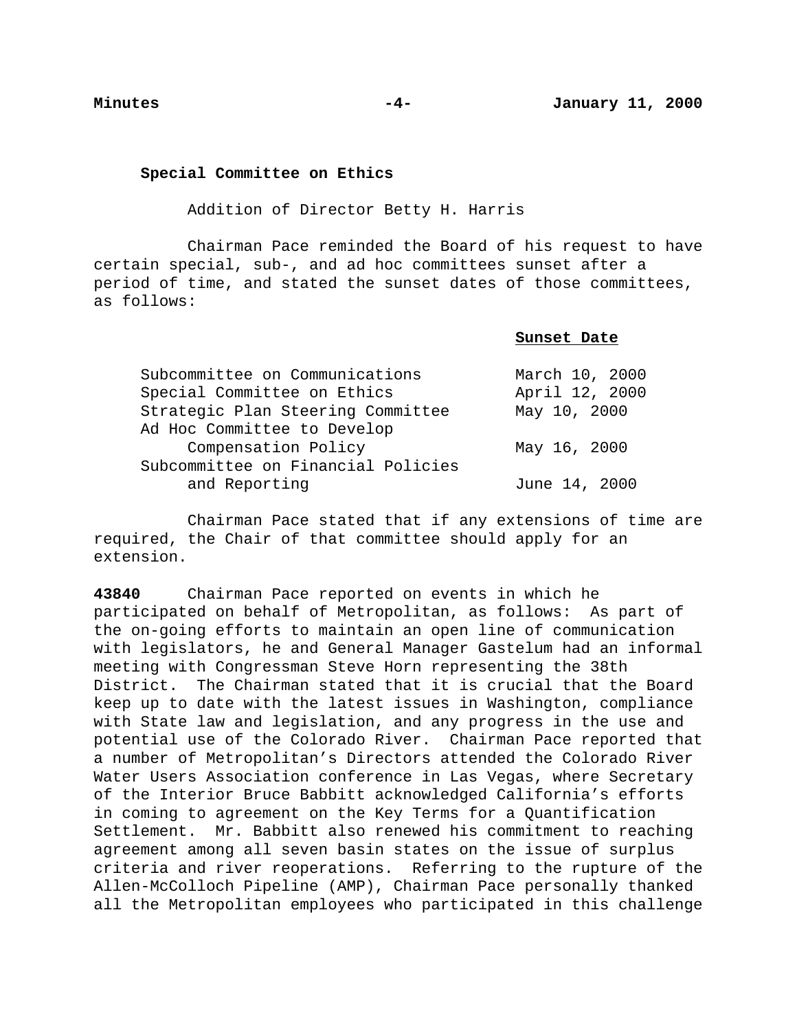**Special Committee on Ethics**

Addition of Director Betty H. Harris

Chairman Pace reminded the Board of his request to have certain special, sub-, and ad hoc committees sunset after a period of time, and stated the sunset dates of those committees, as follows:

| | Sunset Date |
|---|---|
| Subcommittee on Communications | March 10, 2000 |
| Special Committee on Ethics | April 12, 2000 |
| Strategic Plan Steering Committee | May 10, 2000 |
| Ad Hoc Committee to Develop Compensation Policy | May 16, 2000 |
| Subcommittee on Financial Policies and Reporting | June 14, 2000 |

Chairman Pace stated that if any extensions of time are required, the Chair of that committee should apply for an extension.

**43840** Chairman Pace reported on events in which he participated on behalf of Metropolitan, as follows: As part of the on-going efforts to maintain an open line of communication with legislators, he and General Manager Gastelum had an informal meeting with Congressman Steve Horn representing the 38th District. The Chairman stated that it is crucial that the Board keep up to date with the latest issues in Washington, compliance with State law and legislation, and any progress in the use and potential use of the Colorado River. Chairman Pace reported that a number of Metropolitan's Directors attended the Colorado River Water Users Association conference in Las Vegas, where Secretary of the Interior Bruce Babbitt acknowledged California's efforts in coming to agreement on the Key Terms for a Quantification Settlement. Mr. Babbitt also renewed his commitment to reaching agreement among all seven basin states on the issue of surplus criteria and river reoperations. Referring to the rupture of the Allen-McColloch Pipeline (AMP), Chairman Pace personally thanked all the Metropolitan employees who participated in this challenge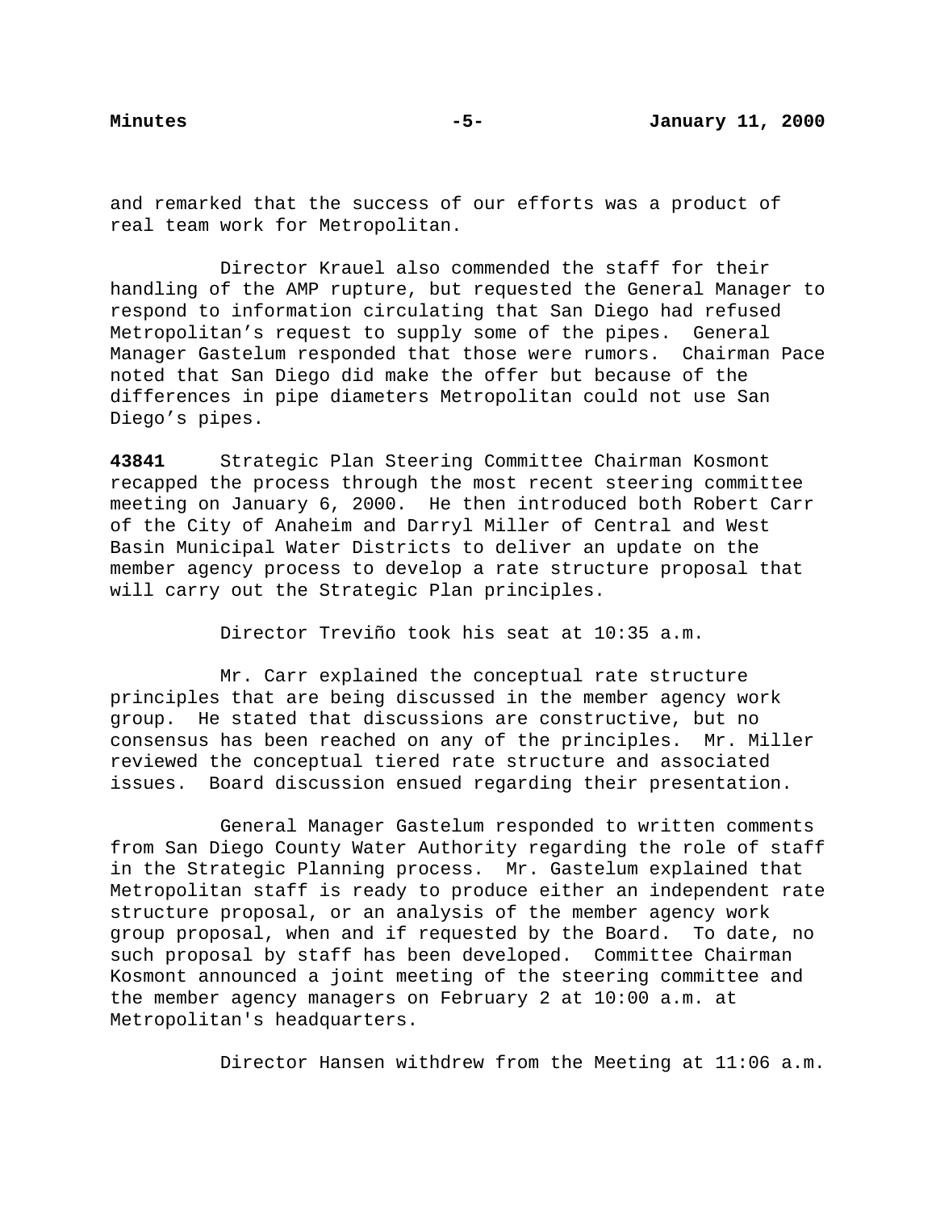and remarked that the success of our efforts was a product of real team work for Metropolitan.

Director Krauel also commended the staff for their handling of the AMP rupture, but requested the General Manager to respond to information circulating that San Diego had refused Metropolitan's request to supply some of the pipes. General Manager Gastelum responded that those were rumors. Chairman Pace noted that San Diego did make the offer but because of the differences in pipe diameters Metropolitan could not use San Diego's pipes.

**43841** Strategic Plan Steering Committee Chairman Kosmont recapped the process through the most recent steering committee meeting on January 6, 2000. He then introduced both Robert Carr of the City of Anaheim and Darryl Miller of Central and West Basin Municipal Water Districts to deliver an update on the member agency process to develop a rate structure proposal that will carry out the Strategic Plan principles.

Director Treviño took his seat at 10:35 a.m.

Mr. Carr explained the conceptual rate structure principles that are being discussed in the member agency work group. He stated that discussions are constructive, but no consensus has been reached on any of the principles. Mr. Miller reviewed the conceptual tiered rate structure and associated issues. Board discussion ensued regarding their presentation.

General Manager Gastelum responded to written comments from San Diego County Water Authority regarding the role of staff in the Strategic Planning process. Mr. Gastelum explained that Metropolitan staff is ready to produce either an independent rate structure proposal, or an analysis of the member agency work group proposal, when and if requested by the Board. To date, no such proposal by staff has been developed. Committee Chairman Kosmont announced a joint meeting of the steering committee and the member agency managers on February 2 at 10:00 a.m. at Metropolitan's headquarters.

Director Hansen withdrew from the Meeting at 11:06 a.m.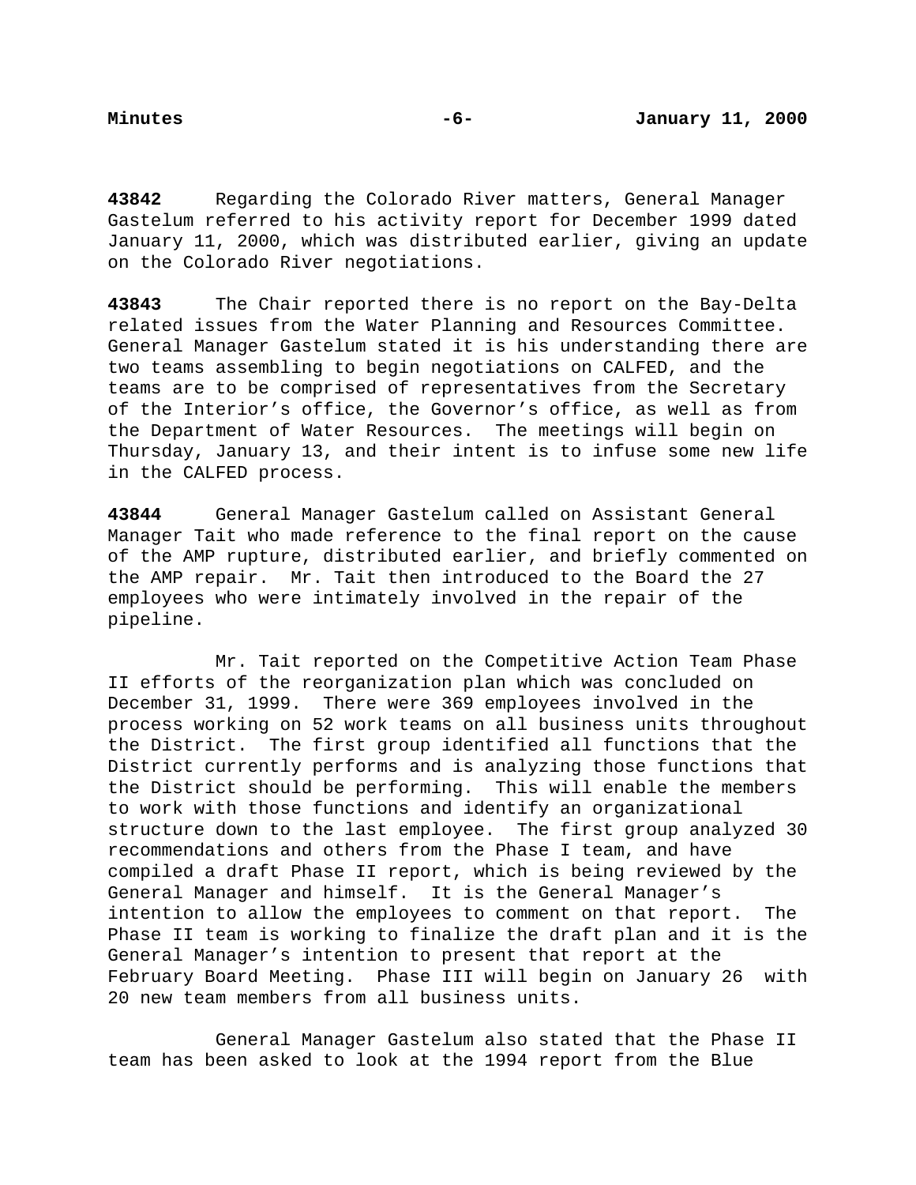**43842** Regarding the Colorado River matters, General Manager Gastelum referred to his activity report for December 1999 dated January 11, 2000, which was distributed earlier, giving an update on the Colorado River negotiations.

**43843** The Chair reported there is no report on the Bay-Delta related issues from the Water Planning and Resources Committee. General Manager Gastelum stated it is his understanding there are two teams assembling to begin negotiations on CALFED, and the teams are to be comprised of representatives from the Secretary of the Interior's office, the Governor's office, as well as from the Department of Water Resources. The meetings will begin on Thursday, January 13, and their intent is to infuse some new life in the CALFED process.

**43844** General Manager Gastelum called on Assistant General Manager Tait who made reference to the final report on the cause of the AMP rupture, distributed earlier, and briefly commented on the AMP repair. Mr. Tait then introduced to the Board the 27 employees who were intimately involved in the repair of the pipeline.

Mr. Tait reported on the Competitive Action Team Phase II efforts of the reorganization plan which was concluded on December 31, 1999. There were 369 employees involved in the process working on 52 work teams on all business units throughout the District. The first group identified all functions that the District currently performs and is analyzing those functions that the District should be performing. This will enable the members to work with those functions and identify an organizational structure down to the last employee. The first group analyzed 30 recommendations and others from the Phase I team, and have compiled a draft Phase II report, which is being reviewed by the General Manager and himself. It is the General Manager's intention to allow the employees to comment on that report. The Phase II team is working to finalize the draft plan and it is the General Manager's intention to present that report at the February Board Meeting. Phase III will begin on January 26 with 20 new team members from all business units.

General Manager Gastelum also stated that the Phase II team has been asked to look at the 1994 report from the Blue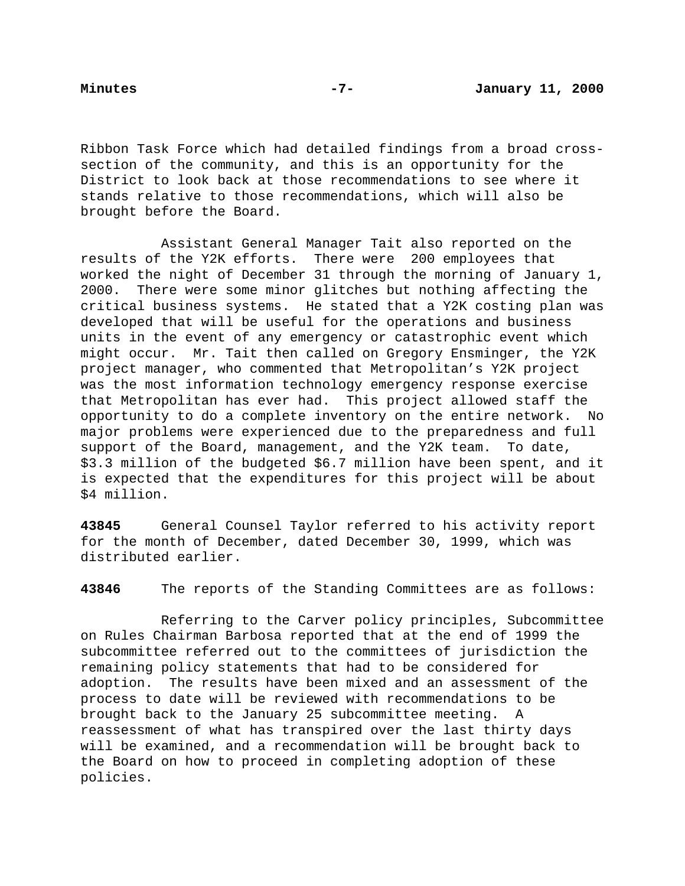Ribbon Task Force which had detailed findings from a broad cross-section of the community, and this is an opportunity for the District to look back at those recommendations to see where it stands relative to those recommendations, which will also be brought before the Board.

Assistant General Manager Tait also reported on the results of the Y2K efforts. There were 200 employees that worked the night of December 31 through the morning of January 1, 2000. There were some minor glitches but nothing affecting the critical business systems. He stated that a Y2K costing plan was developed that will be useful for the operations and business units in the event of any emergency or catastrophic event which might occur. Mr. Tait then called on Gregory Ensminger, the Y2K project manager, who commented that Metropolitan's Y2K project was the most information technology emergency response exercise that Metropolitan has ever had. This project allowed staff the opportunity to do a complete inventory on the entire network. No major problems were experienced due to the preparedness and full support of the Board, management, and the Y2K team. To date, $3.3 million of the budgeted $6.7 million have been spent, and it is expected that the expenditures for this project will be about $4 million.

**43845** General Counsel Taylor referred to his activity report for the month of December, dated December 30, 1999, which was distributed earlier.

**43846** The reports of the Standing Committees are as follows:

Referring to the Carver policy principles, Subcommittee on Rules Chairman Barbosa reported that at the end of 1999 the subcommittee referred out to the committees of jurisdiction the remaining policy statements that had to be considered for adoption. The results have been mixed and an assessment of the process to date will be reviewed with recommendations to be brought back to the January 25 subcommittee meeting. A reassessment of what has transpired over the last thirty days will be examined, and a recommendation will be brought back to the Board on how to proceed in completing adoption of these policies.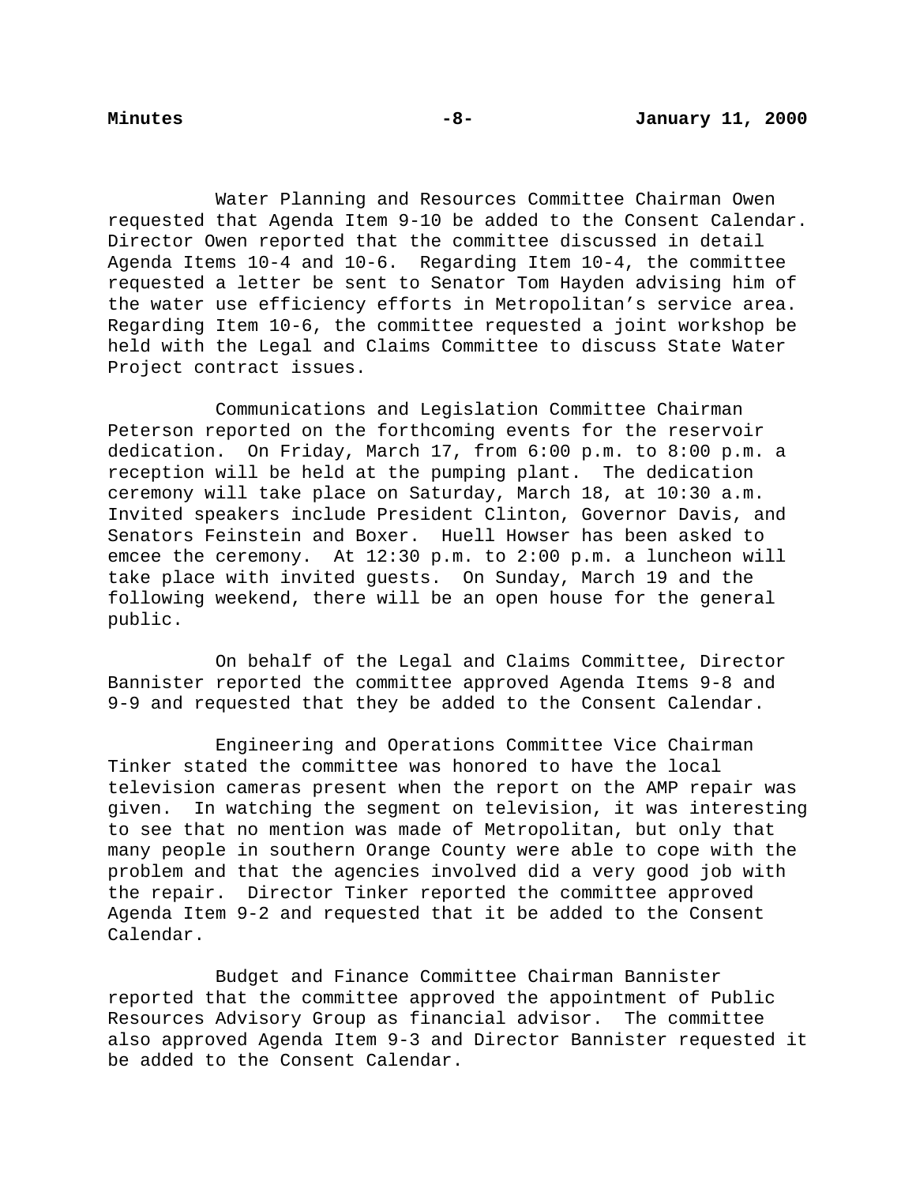Water Planning and Resources Committee Chairman Owen requested that Agenda Item 9-10 be added to the Consent Calendar. Director Owen reported that the committee discussed in detail Agenda Items 10-4 and 10-6. Regarding Item 10-4, the committee requested a letter be sent to Senator Tom Hayden advising him of the water use efficiency efforts in Metropolitan's service area. Regarding Item 10-6, the committee requested a joint workshop be held with the Legal and Claims Committee to discuss State Water Project contract issues.

Communications and Legislation Committee Chairman Peterson reported on the forthcoming events for the reservoir dedication. On Friday, March 17, from 6:00 p.m. to 8:00 p.m. a reception will be held at the pumping plant. The dedication ceremony will take place on Saturday, March 18, at 10:30 a.m. Invited speakers include President Clinton, Governor Davis, and Senators Feinstein and Boxer. Huell Howser has been asked to emcee the ceremony. At 12:30 p.m. to 2:00 p.m. a luncheon will take place with invited guests. On Sunday, March 19 and the following weekend, there will be an open house for the general public.

On behalf of the Legal and Claims Committee, Director Bannister reported the committee approved Agenda Items 9-8 and 9-9 and requested that they be added to the Consent Calendar.

Engineering and Operations Committee Vice Chairman Tinker stated the committee was honored to have the local television cameras present when the report on the AMP repair was given. In watching the segment on television, it was interesting to see that no mention was made of Metropolitan, but only that many people in southern Orange County were able to cope with the problem and that the agencies involved did a very good job with the repair. Director Tinker reported the committee approved Agenda Item 9-2 and requested that it be added to the Consent Calendar.

Budget and Finance Committee Chairman Bannister reported that the committee approved the appointment of Public Resources Advisory Group as financial advisor. The committee also approved Agenda Item 9-3 and Director Bannister requested it be added to the Consent Calendar.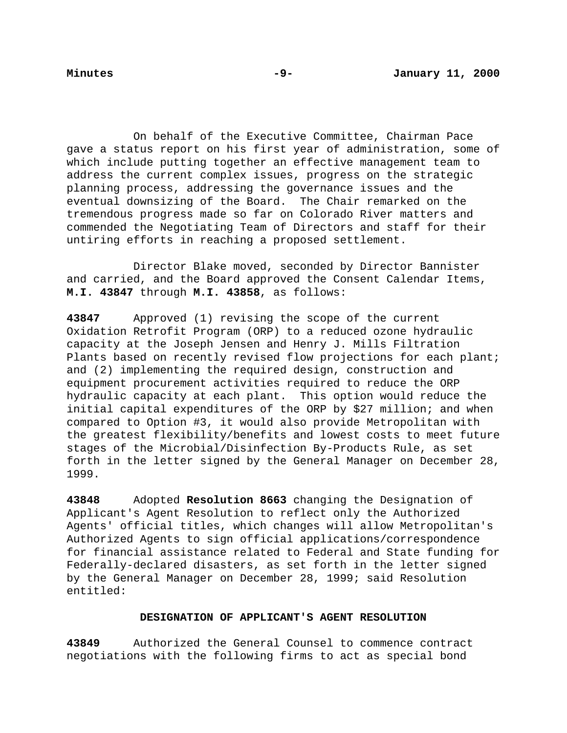On behalf of the Executive Committee, Chairman Pace gave a status report on his first year of administration, some of which include putting together an effective management team to address the current complex issues, progress on the strategic planning process, addressing the governance issues and the eventual downsizing of the Board. The Chair remarked on the tremendous progress made so far on Colorado River matters and commended the Negotiating Team of Directors and staff for their untiring efforts in reaching a proposed settlement.

Director Blake moved, seconded by Director Bannister and carried, and the Board approved the Consent Calendar Items, **M.I. 43847** through **M.I. 43858**, as follows:

**43847** Approved (1) revising the scope of the current Oxidation Retrofit Program (ORP) to a reduced ozone hydraulic capacity at the Joseph Jensen and Henry J. Mills Filtration Plants based on recently revised flow projections for each plant; and (2) implementing the required design, construction and equipment procurement activities required to reduce the ORP hydraulic capacity at each plant. This option would reduce the initial capital expenditures of the ORP by $27 million; and when compared to Option #3, it would also provide Metropolitan with the greatest flexibility/benefits and lowest costs to meet future stages of the Microbial/Disinfection By-Products Rule, as set forth in the letter signed by the General Manager on December 28, 1999.

**43848** Adopted **Resolution 8663** changing the Designation of Applicant's Agent Resolution to reflect only the Authorized Agents' official titles, which changes will allow Metropolitan's Authorized Agents to sign official applications/correspondence for financial assistance related to Federal and State funding for Federally-declared disasters, as set forth in the letter signed by the General Manager on December 28, 1999; said Resolution entitled:

**DESIGNATION OF APPLICANT'S AGENT RESOLUTION**

**43849** Authorized the General Counsel to commence contract negotiations with the following firms to act as special bond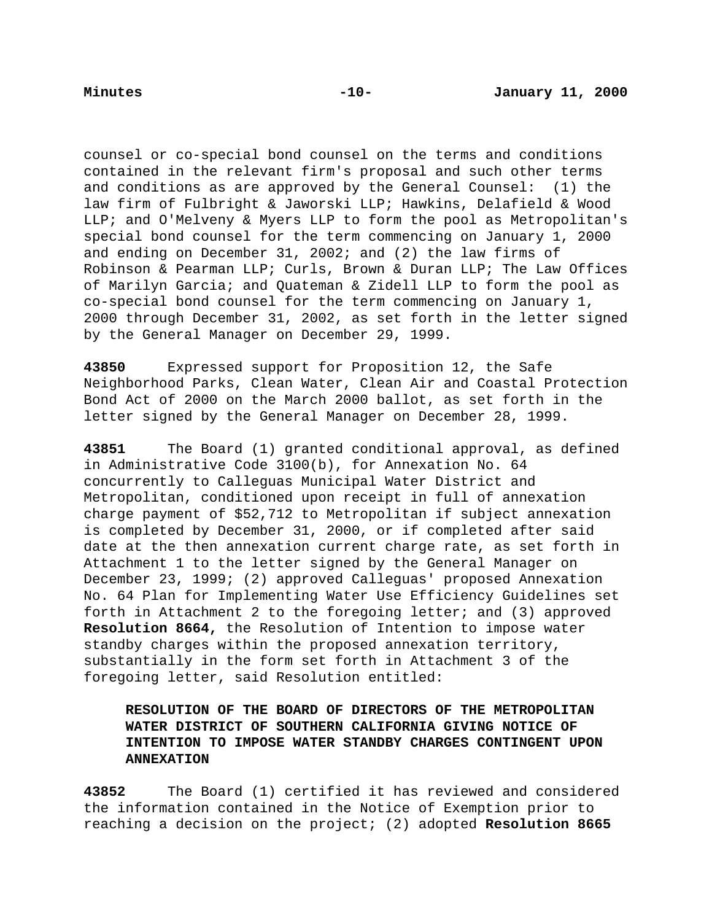counsel or co-special bond counsel on the terms and conditions contained in the relevant firm's proposal and such other terms and conditions as are approved by the General Counsel: (1) the law firm of Fulbright & Jaworski LLP; Hawkins, Delafield & Wood LLP; and O'Melveny & Myers LLP to form the pool as Metropolitan's special bond counsel for the term commencing on January 1, 2000 and ending on December 31, 2002; and (2) the law firms of Robinson & Pearman LLP; Curls, Brown & Duran LLP; The Law Offices of Marilyn Garcia; and Quateman & Zidell LLP to form the pool as co-special bond counsel for the term commencing on January 1, 2000 through December 31, 2002, as set forth in the letter signed by the General Manager on December 29, 1999.

**43850** Expressed support for Proposition 12, the Safe Neighborhood Parks, Clean Water, Clean Air and Coastal Protection Bond Act of 2000 on the March 2000 ballot, as set forth in the letter signed by the General Manager on December 28, 1999.

**43851** The Board (1) granted conditional approval, as defined in Administrative Code 3100(b), for Annexation No. 64 concurrently to Calleguas Municipal Water District and Metropolitan, conditioned upon receipt in full of annexation charge payment of $52,712 to Metropolitan if subject annexation is completed by December 31, 2000, or if completed after said date at the then annexation current charge rate, as set forth in Attachment 1 to the letter signed by the General Manager on December 23, 1999; (2) approved Calleguas' proposed Annexation No. 64 Plan for Implementing Water Use Efficiency Guidelines set forth in Attachment 2 to the foregoing letter; and (3) approved **Resolution 8664,** the Resolution of Intention to impose water standby charges within the proposed annexation territory, substantially in the form set forth in Attachment 3 of the foregoing letter, said Resolution entitled:

> **RESOLUTION OF THE BOARD OF DIRECTORS OF THE METROPOLITAN WATER DISTRICT OF SOUTHERN CALIFORNIA GIVING NOTICE OF INTENTION TO IMPOSE WATER STANDBY CHARGES CONTINGENT UPON ANNEXATION**

**43852** The Board (1) certified it has reviewed and considered the information contained in the Notice of Exemption prior to reaching a decision on the project; (2) adopted **Resolution 8665**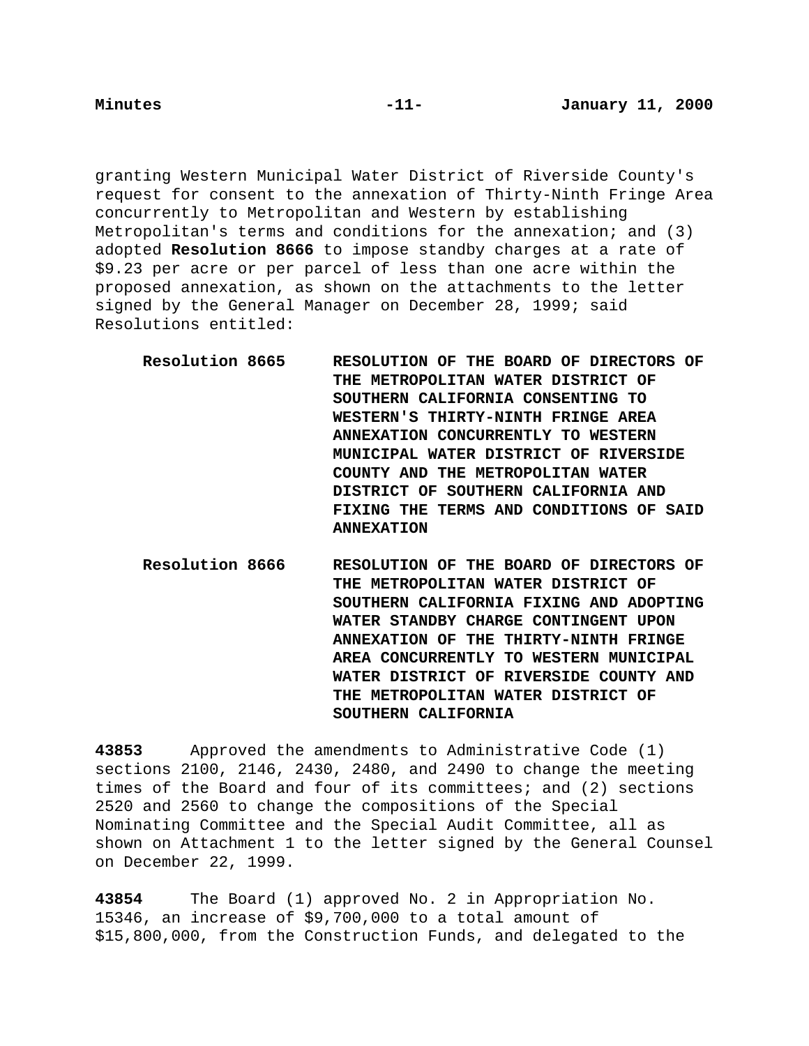granting Western Municipal Water District of Riverside County's request for consent to the annexation of Thirty-Ninth Fringe Area concurrently to Metropolitan and Western by establishing Metropolitan's terms and conditions for the annexation; and (3) adopted **Resolution 8666** to impose standby charges at a rate of $9.23 per acre or per parcel of less than one acre within the proposed annexation, as shown on the attachments to the letter signed by the General Manager on December 28, 1999; said Resolutions entitled:

**Resolution 8665** **RESOLUTION OF THE BOARD OF DIRECTORS OF THE METROPOLITAN WATER DISTRICT OF SOUTHERN CALIFORNIA CONSENTING TO WESTERN'S THIRTY-NINTH FRINGE AREA ANNEXATION CONCURRENTLY TO WESTERN MUNICIPAL WATER DISTRICT OF RIVERSIDE COUNTY AND THE METROPOLITAN WATER DISTRICT OF SOUTHERN CALIFORNIA AND FIXING THE TERMS AND CONDITIONS OF SAID ANNEXATION**

**Resolution 8666** **RESOLUTION OF THE BOARD OF DIRECTORS OF THE METROPOLITAN WATER DISTRICT OF SOUTHERN CALIFORNIA FIXING AND ADOPTING WATER STANDBY CHARGE CONTINGENT UPON ANNEXATION OF THE THIRTY-NINTH FRINGE AREA CONCURRENTLY TO WESTERN MUNICIPAL WATER DISTRICT OF RIVERSIDE COUNTY AND THE METROPOLITAN WATER DISTRICT OF SOUTHERN CALIFORNIA**

**43853** Approved the amendments to Administrative Code (1) sections 2100, 2146, 2430, 2480, and 2490 to change the meeting times of the Board and four of its committees; and (2) sections 2520 and 2560 to change the compositions of the Special Nominating Committee and the Special Audit Committee, all as shown on Attachment 1 to the letter signed by the General Counsel on December 22, 1999.

**43854** The Board (1) approved No. 2 in Appropriation No. 15346, an increase of $9,700,000 to a total amount of $15,800,000, from the Construction Funds, and delegated to the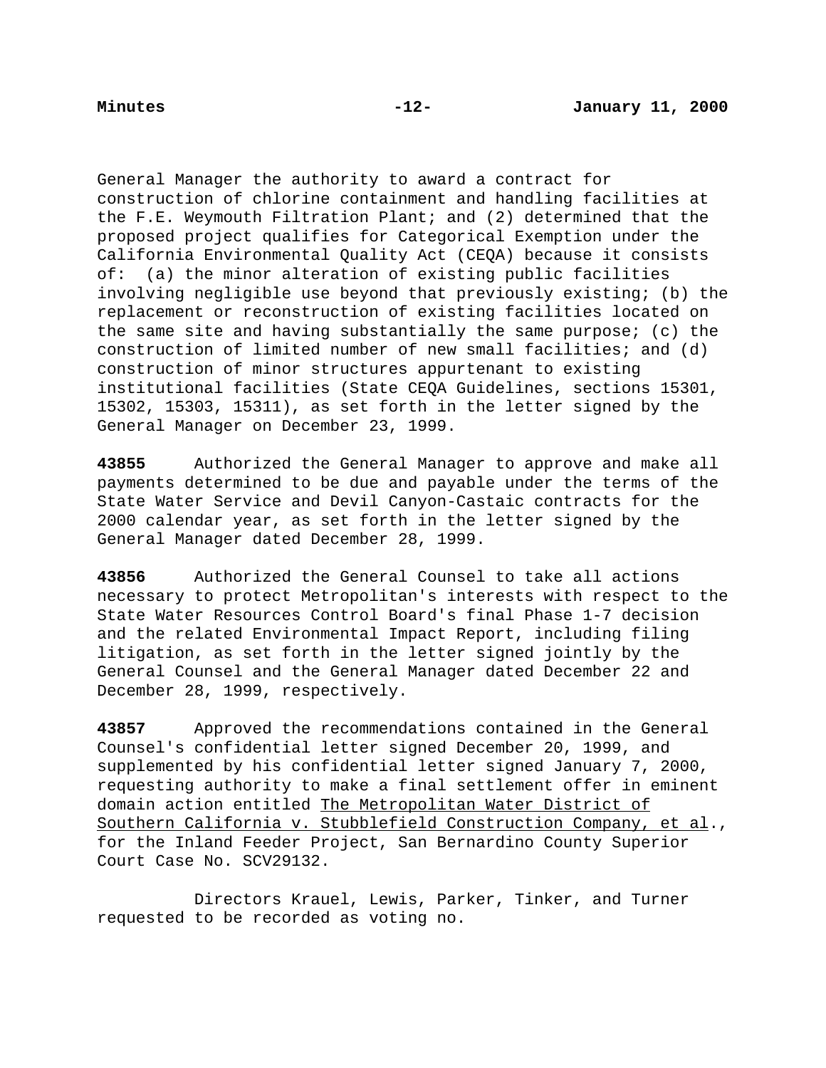General Manager the authority to award a contract for construction of chlorine containment and handling facilities at the F.E. Weymouth Filtration Plant; and (2) determined that the proposed project qualifies for Categorical Exemption under the California Environmental Quality Act (CEQA) because it consists of: (a) the minor alteration of existing public facilities involving negligible use beyond that previously existing; (b) the replacement or reconstruction of existing facilities located on the same site and having substantially the same purpose; (c) the construction of limited number of new small facilities; and (d) construction of minor structures appurtenant to existing institutional facilities (State CEQA Guidelines, sections 15301, 15302, 15303, 15311), as set forth in the letter signed by the General Manager on December 23, 1999.

**43855** Authorized the General Manager to approve and make all payments determined to be due and payable under the terms of the State Water Service and Devil Canyon-Castaic contracts for the 2000 calendar year, as set forth in the letter signed by the General Manager dated December 28, 1999.

**43856** Authorized the General Counsel to take all actions necessary to protect Metropolitan's interests with respect to the State Water Resources Control Board's final Phase 1-7 decision and the related Environmental Impact Report, including filing litigation, as set forth in the letter signed jointly by the General Counsel and the General Manager dated December 22 and December 28, 1999, respectively.

**43857** Approved the recommendations contained in the General Counsel's confidential letter signed December 20, 1999, and supplemented by his confidential letter signed January 7, 2000, requesting authority to make a final settlement offer in eminent domain action entitled The Metropolitan Water District of Southern California v. Stubblefield Construction Company, et al., for the Inland Feeder Project, San Bernardino County Superior Court Case No. SCV29132.

Directors Krauel, Lewis, Parker, Tinker, and Turner requested to be recorded as voting no.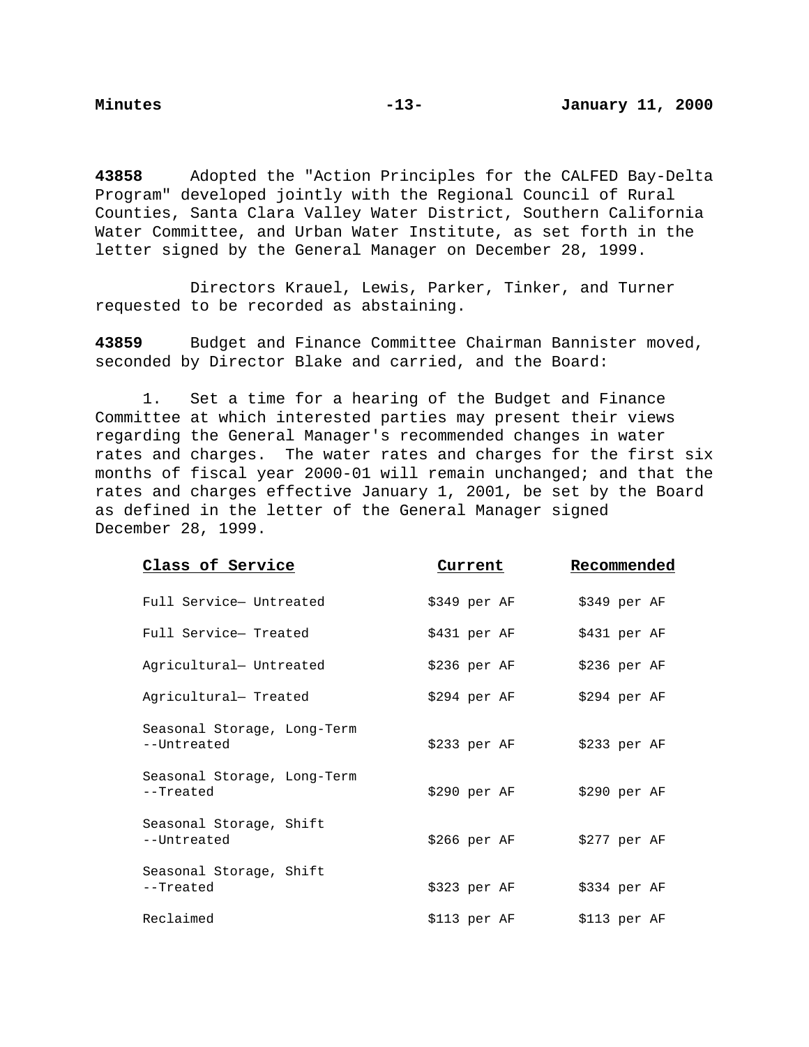**43858** Adopted the "Action Principles for the CALFED Bay-Delta Program" developed jointly with the Regional Council of Rural Counties, Santa Clara Valley Water District, Southern California Water Committee, and Urban Water Institute, as set forth in the letter signed by the General Manager on December 28, 1999.

Directors Krauel, Lewis, Parker, Tinker, and Turner requested to be recorded as abstaining.

**43859** Budget and Finance Committee Chairman Bannister moved, seconded by Director Blake and carried, and the Board:

1. Set a time for a hearing of the Budget and Finance Committee at which interested parties may present their views regarding the General Manager's recommended changes in water rates and charges. The water rates and charges for the first six months of fiscal year 2000-01 will remain unchanged; and that the rates and charges effective January 1, 2001, be set by the Board as defined in the letter of the General Manager signed December 28, 1999.

| Class of Service | Current | Recommended |
|---|---|---|
| Full Service— Untreated | $349 per AF | $349 per AF |
| Full Service— Treated | $431 per AF | $431 per AF |
| Agricultural— Untreated | $236 per AF | $236 per AF |
| Agricultural— Treated | $294 per AF | $294 per AF |
| Seasonal Storage, Long-Term --Untreated | $233 per AF | $233 per AF |
| Seasonal Storage, Long-Term --Treated | $290 per AF | $290 per AF |
| Seasonal Storage, Shift --Untreated | $266 per AF | $277 per AF |
| Seasonal Storage, Shift --Treated | $323 per AF | $334 per AF |
| Reclaimed | $113 per AF | $113 per AF |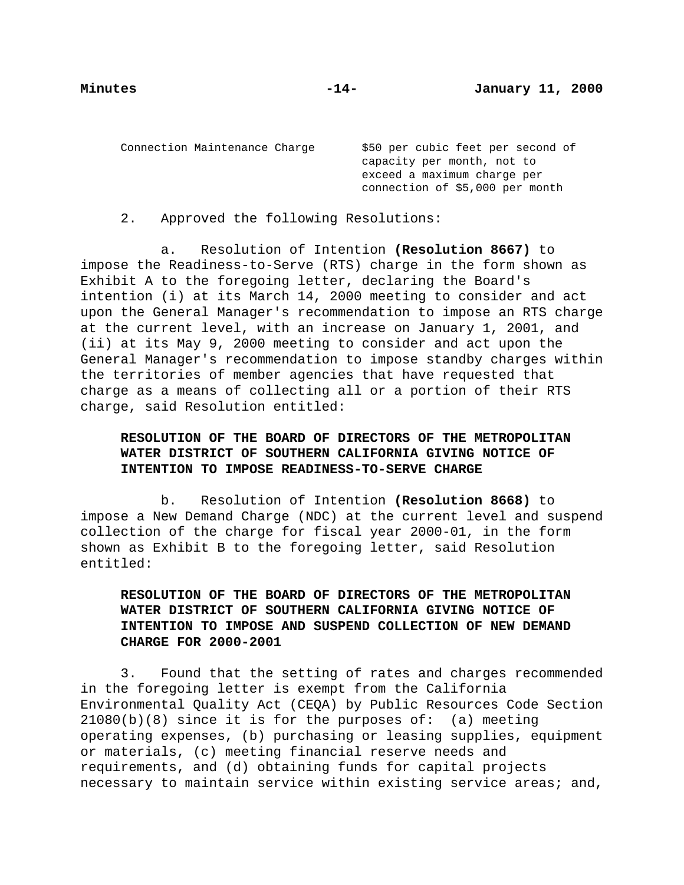| | |
|---|---|
| Connection Maintenance Charge | $50 per cubic feet per second of capacity per month, not to exceed a maximum charge per connection of $5,000 per month |

2. Approved the following Resolutions:

a. Resolution of Intention **(Resolution 8667)** to impose the Readiness-to-Serve (RTS) charge in the form shown as Exhibit A to the foregoing letter, declaring the Board's intention (i) at its March 14, 2000 meeting to consider and act upon the General Manager's recommendation to impose an RTS charge at the current level, with an increase on January 1, 2001, and (ii) at its May 9, 2000 meeting to consider and act upon the General Manager's recommendation to impose standby charges within the territories of member agencies that have requested that charge as a means of collecting all or a portion of their RTS charge, said Resolution entitled:

**RESOLUTION OF THE BOARD OF DIRECTORS OF THE METROPOLITAN WATER DISTRICT OF SOUTHERN CALIFORNIA GIVING NOTICE OF INTENTION TO IMPOSE READINESS-TO-SERVE CHARGE**

b. Resolution of Intention **(Resolution 8668)** to impose a New Demand Charge (NDC) at the current level and suspend collection of the charge for fiscal year 2000-01, in the form shown as Exhibit B to the foregoing letter, said Resolution entitled:

**RESOLUTION OF THE BOARD OF DIRECTORS OF THE METROPOLITAN WATER DISTRICT OF SOUTHERN CALIFORNIA GIVING NOTICE OF INTENTION TO IMPOSE AND SUSPEND COLLECTION OF NEW DEMAND CHARGE FOR 2000-2001**

3. Found that the setting of rates and charges recommended in the foregoing letter is exempt from the California Environmental Quality Act (CEQA) by Public Resources Code Section 21080(b)(8) since it is for the purposes of: (a) meeting operating expenses, (b) purchasing or leasing supplies, equipment or materials, (c) meeting financial reserve needs and requirements, and (d) obtaining funds for capital projects necessary to maintain service within existing service areas; and,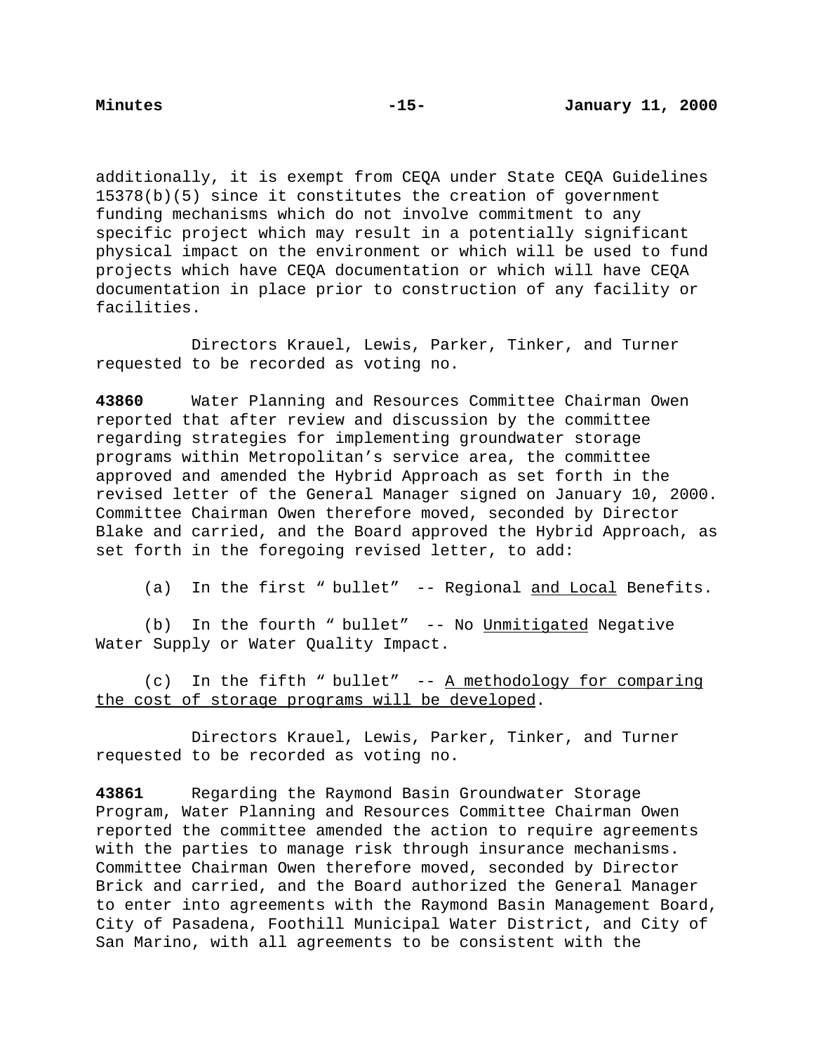additionally, it is exempt from CEQA under State CEQA Guidelines 15378(b)(5) since it constitutes the creation of government funding mechanisms which do not involve commitment to any specific project which may result in a potentially significant physical impact on the environment or which will be used to fund projects which have CEQA documentation or which will have CEQA documentation in place prior to construction of any facility or facilities.

Directors Krauel, Lewis, Parker, Tinker, and Turner requested to be recorded as voting no.

**43860** Water Planning and Resources Committee Chairman Owen reported that after review and discussion by the committee regarding strategies for implementing groundwater storage programs within Metropolitan's service area, the committee approved and amended the Hybrid Approach as set forth in the revised letter of the General Manager signed on January 10, 2000. Committee Chairman Owen therefore moved, seconded by Director Blake and carried, and the Board approved the Hybrid Approach, as set forth in the foregoing revised letter, to add:

(a) In the first " bullet" -- Regional <u>and Local</u> Benefits.

(b) In the fourth " bullet" -- No <u>Unmitigated</u> Negative Water Supply or Water Quality Impact.

(c) In the fifth " bullet" -- <u>A methodology for comparing the cost of storage programs will be developed</u>.

Directors Krauel, Lewis, Parker, Tinker, and Turner requested to be recorded as voting no.

**43861** Regarding the Raymond Basin Groundwater Storage Program, Water Planning and Resources Committee Chairman Owen reported the committee amended the action to require agreements with the parties to manage risk through insurance mechanisms. Committee Chairman Owen therefore moved, seconded by Director Brick and carried, and the Board authorized the General Manager to enter into agreements with the Raymond Basin Management Board, City of Pasadena, Foothill Municipal Water District, and City of San Marino, with all agreements to be consistent with the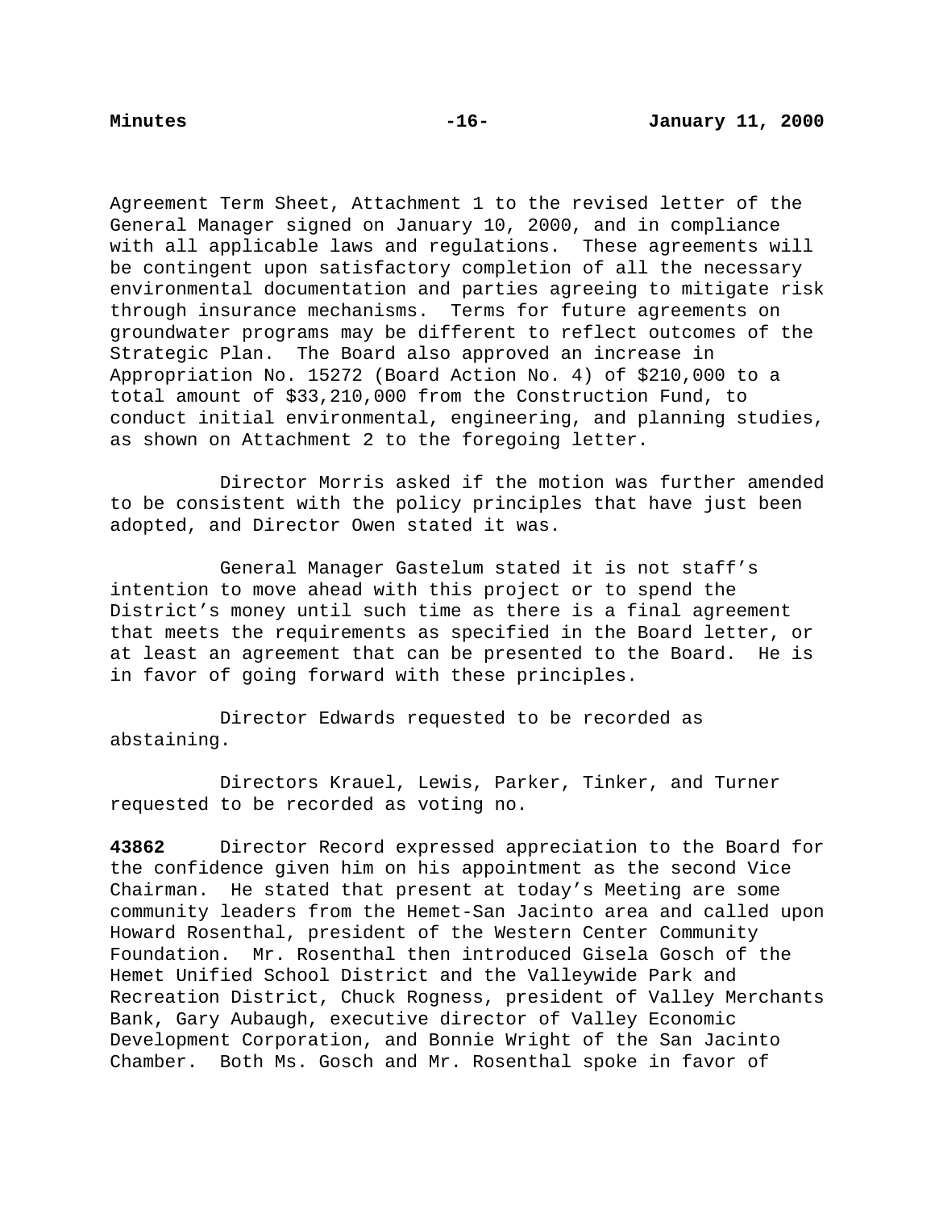Agreement Term Sheet, Attachment 1 to the revised letter of the General Manager signed on January 10, 2000, and in compliance with all applicable laws and regulations. These agreements will be contingent upon satisfactory completion of all the necessary environmental documentation and parties agreeing to mitigate risk through insurance mechanisms. Terms for future agreements on groundwater programs may be different to reflect outcomes of the Strategic Plan. The Board also approved an increase in Appropriation No. 15272 (Board Action No. 4) of $210,000 to a total amount of $33,210,000 from the Construction Fund, to conduct initial environmental, engineering, and planning studies, as shown on Attachment 2 to the foregoing letter.

Director Morris asked if the motion was further amended to be consistent with the policy principles that have just been adopted, and Director Owen stated it was.

General Manager Gastelum stated it is not staff's intention to move ahead with this project or to spend the District's money until such time as there is a final agreement that meets the requirements as specified in the Board letter, or at least an agreement that can be presented to the Board. He is in favor of going forward with these principles.

Director Edwards requested to be recorded as abstaining.

Directors Krauel, Lewis, Parker, Tinker, and Turner requested to be recorded as voting no.

**43862** Director Record expressed appreciation to the Board for the confidence given him on his appointment as the second Vice Chairman. He stated that present at today's Meeting are some community leaders from the Hemet-San Jacinto area and called upon Howard Rosenthal, president of the Western Center Community Foundation. Mr. Rosenthal then introduced Gisela Gosch of the Hemet Unified School District and the Valleywide Park and Recreation District, Chuck Rogness, president of Valley Merchants Bank, Gary Aubaugh, executive director of Valley Economic Development Corporation, and Bonnie Wright of the San Jacinto Chamber. Both Ms. Gosch and Mr. Rosenthal spoke in favor of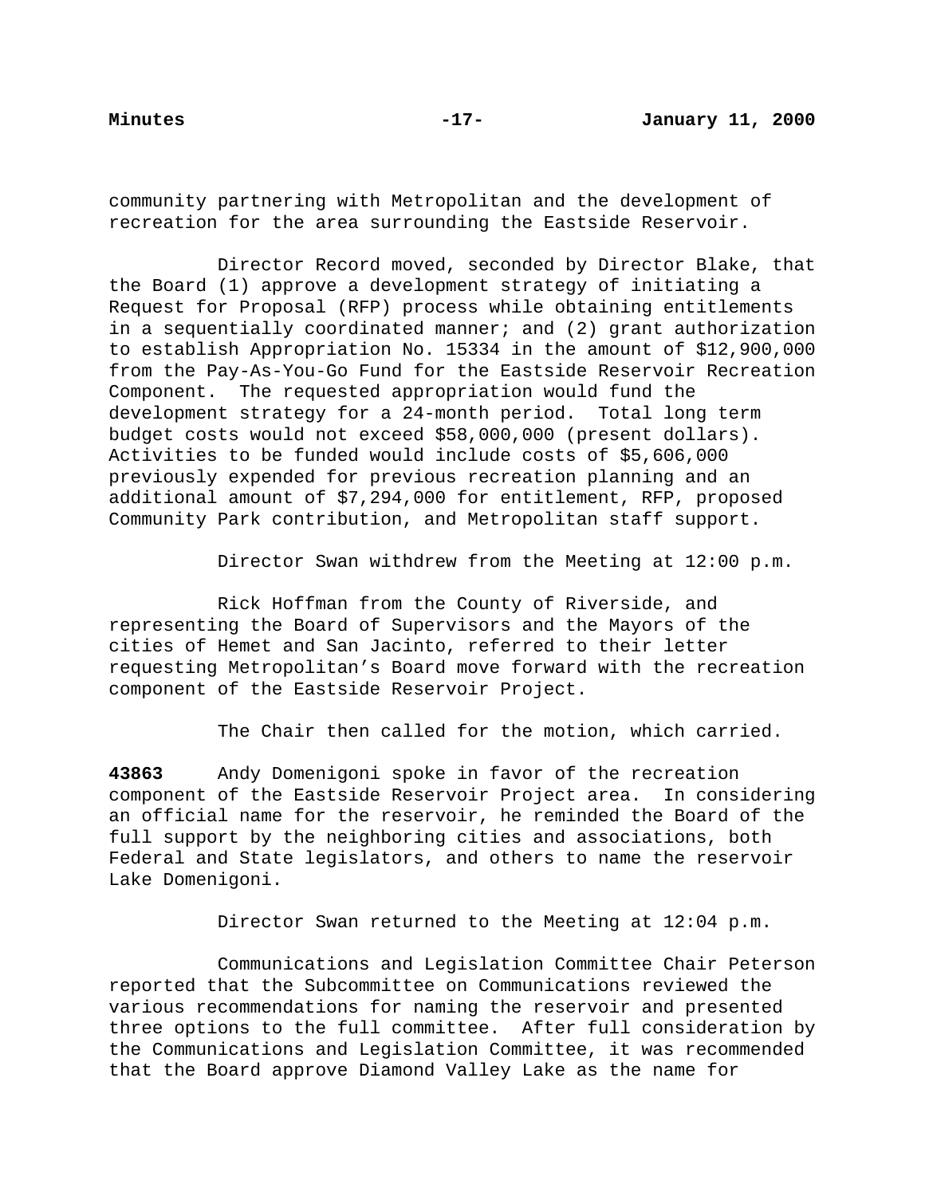community partnering with Metropolitan and the development of recreation for the area surrounding the Eastside Reservoir.

Director Record moved, seconded by Director Blake, that the Board (1) approve a development strategy of initiating a Request for Proposal (RFP) process while obtaining entitlements in a sequentially coordinated manner; and (2) grant authorization to establish Appropriation No. 15334 in the amount of $12,900,000 from the Pay-As-You-Go Fund for the Eastside Reservoir Recreation Component. The requested appropriation would fund the development strategy for a 24-month period. Total long term budget costs would not exceed $58,000,000 (present dollars). Activities to be funded would include costs of $5,606,000 previously expended for previous recreation planning and an additional amount of $7,294,000 for entitlement, RFP, proposed Community Park contribution, and Metropolitan staff support.

Director Swan withdrew from the Meeting at 12:00 p.m.

Rick Hoffman from the County of Riverside, and representing the Board of Supervisors and the Mayors of the cities of Hemet and San Jacinto, referred to their letter requesting Metropolitan's Board move forward with the recreation component of the Eastside Reservoir Project.

The Chair then called for the motion, which carried.

**43863** Andy Domenigoni spoke in favor of the recreation component of the Eastside Reservoir Project area. In considering an official name for the reservoir, he reminded the Board of the full support by the neighboring cities and associations, both Federal and State legislators, and others to name the reservoir Lake Domenigoni.

Director Swan returned to the Meeting at 12:04 p.m.

Communications and Legislation Committee Chair Peterson reported that the Subcommittee on Communications reviewed the various recommendations for naming the reservoir and presented three options to the full committee. After full consideration by the Communications and Legislation Committee, it was recommended that the Board approve Diamond Valley Lake as the name for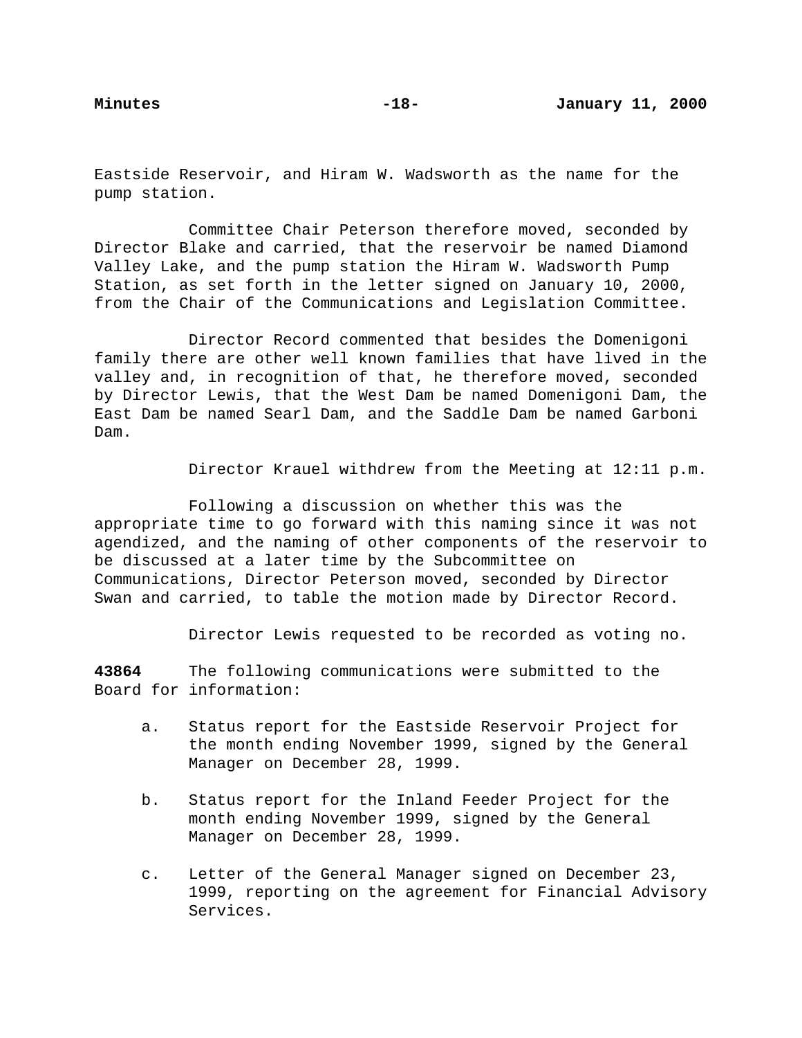Eastside Reservoir, and Hiram W. Wadsworth as the name for the pump station.

Committee Chair Peterson therefore moved, seconded by Director Blake and carried, that the reservoir be named Diamond Valley Lake, and the pump station the Hiram W. Wadsworth Pump Station, as set forth in the letter signed on January 10, 2000, from the Chair of the Communications and Legislation Committee.

Director Record commented that besides the Domenigoni family there are other well known families that have lived in the valley and, in recognition of that, he therefore moved, seconded by Director Lewis, that the West Dam be named Domenigoni Dam, the East Dam be named Searl Dam, and the Saddle Dam be named Garboni Dam.

Director Krauel withdrew from the Meeting at 12:11 p.m.

Following a discussion on whether this was the appropriate time to go forward with this naming since it was not agendized, and the naming of other components of the reservoir to be discussed at a later time by the Subcommittee on Communications, Director Peterson moved, seconded by Director Swan and carried, to table the motion made by Director Record.

Director Lewis requested to be recorded as voting no.

**43864** The following communications were submitted to the Board for information:

a. Status report for the Eastside Reservoir Project for the month ending November 1999, signed by the General Manager on December 28, 1999.

b. Status report for the Inland Feeder Project for the month ending November 1999, signed by the General Manager on December 28, 1999.

c. Letter of the General Manager signed on December 23, 1999, reporting on the agreement for Financial Advisory Services.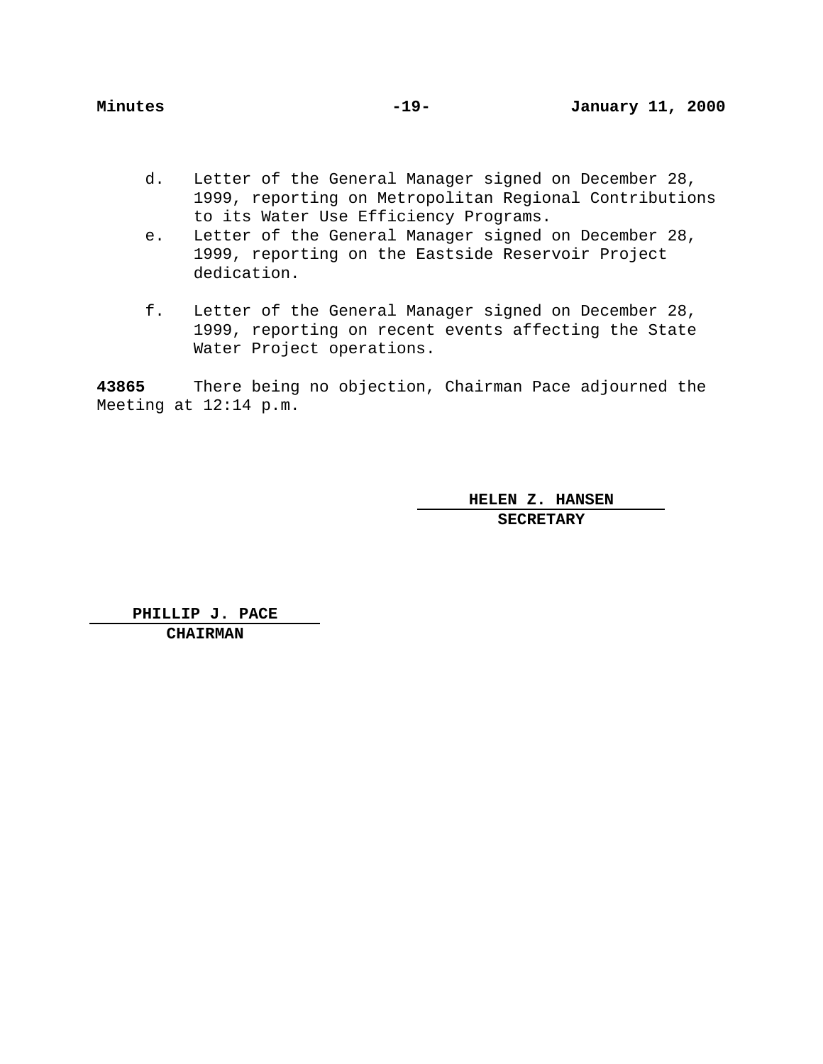d. Letter of the General Manager signed on December 28, 1999, reporting on Metropolitan Regional Contributions to its Water Use Efficiency Programs.

e. Letter of the General Manager signed on December 28, 1999, reporting on the Eastside Reservoir Project dedication.

f. Letter of the General Manager signed on December 28, 1999, reporting on recent events affecting the State Water Project operations.

**43865** There being no objection, Chairman Pace adjourned the Meeting at 12:14 p.m.

**HELEN Z. HANSEN**
**SECRETARY**

**PHILLIP J. PACE**
**CHAIRMAN**